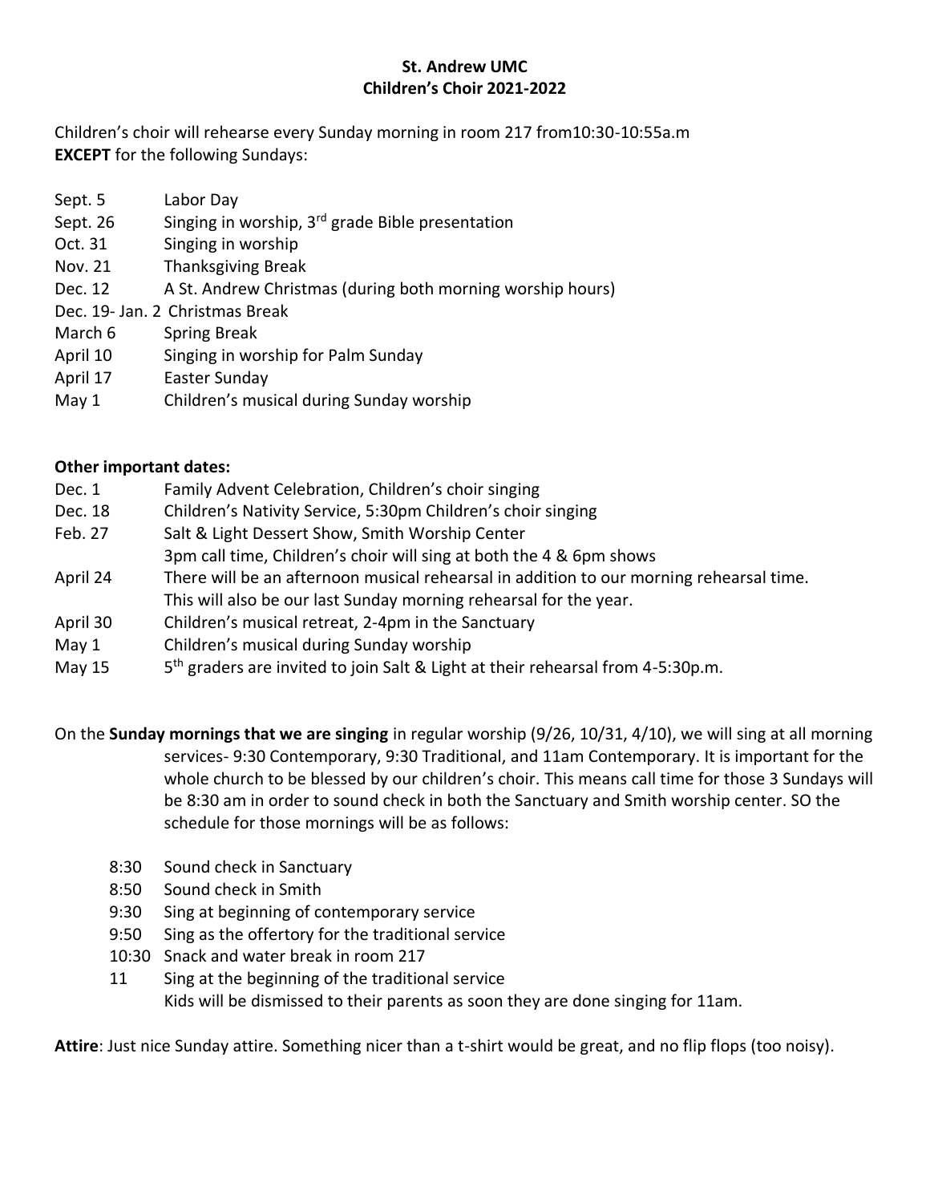**St. Andrew UMC**
**Children's Choir 2021-2022**

Children's choir will rehearse every Sunday morning in room 217 from10:30-10:55a.m
**EXCEPT** for the following Sundays:

| | |
|---|---|
| Sept. 5 | Labor Day |
| Sept. 26 | Singing in worship, 3rd grade Bible presentation |
| Oct. 31 | Singing in worship |
| Nov. 21 | Thanksgiving Break |
| Dec. 12 | A St. Andrew Christmas (during both morning worship hours) |
| Dec. 19- Jan. 2 | Christmas Break |
| March 6 | Spring Break |
| April 10 | Singing in worship for Palm Sunday |
| April 17 | Easter Sunday |
| May 1 | Children's musical during Sunday worship |

**Other important dates:**

| | |
|---|---|
| Dec. 1 | Family Advent Celebration, Children's choir singing |
| Dec. 18 | Children's Nativity Service, 5:30pm Children's choir singing |
| Feb. 27 | Salt & Light Dessert Show, Smith Worship Center<br>3pm call time, Children's choir will sing at both the 4 & 6pm shows |
| April 24 | There will be an afternoon musical rehearsal in addition to our morning rehearsal time.<br>This will also be our last Sunday morning rehearsal for the year. |
| April 30 | Children's musical retreat, 2-4pm in the Sanctuary |
| May 1 | Children's musical during Sunday worship |
| May 15 | 5th graders are invited to join Salt & Light at their rehearsal from 4-5:30p.m. |

On the **Sunday mornings that we are singing** in regular worship (9/26, 10/31, 4/10), we will sing at all morning services- 9:30 Contemporary, 9:30 Traditional, and 11am Contemporary. It is important for the whole church to be blessed by our children's choir. This means call time for those 3 Sundays will be 8:30 am in order to sound check in both the Sanctuary and Smith worship center. SO the schedule for those mornings will be as follows:

| | |
|---|---|
| 8:30 | Sound check in Sanctuary |
| 8:50 | Sound check in Smith |
| 9:30 | Sing at beginning of contemporary service |
| 9:50 | Sing as the offertory for the traditional service |
| 10:30 | Snack and water break in room 217 |
| 11 | Sing at the beginning of the traditional service<br>Kids will be dismissed to their parents as soon they are done singing for 11am. |

**Attire**: Just nice Sunday attire. Something nicer than a t-shirt would be great, and no flip flops (too noisy).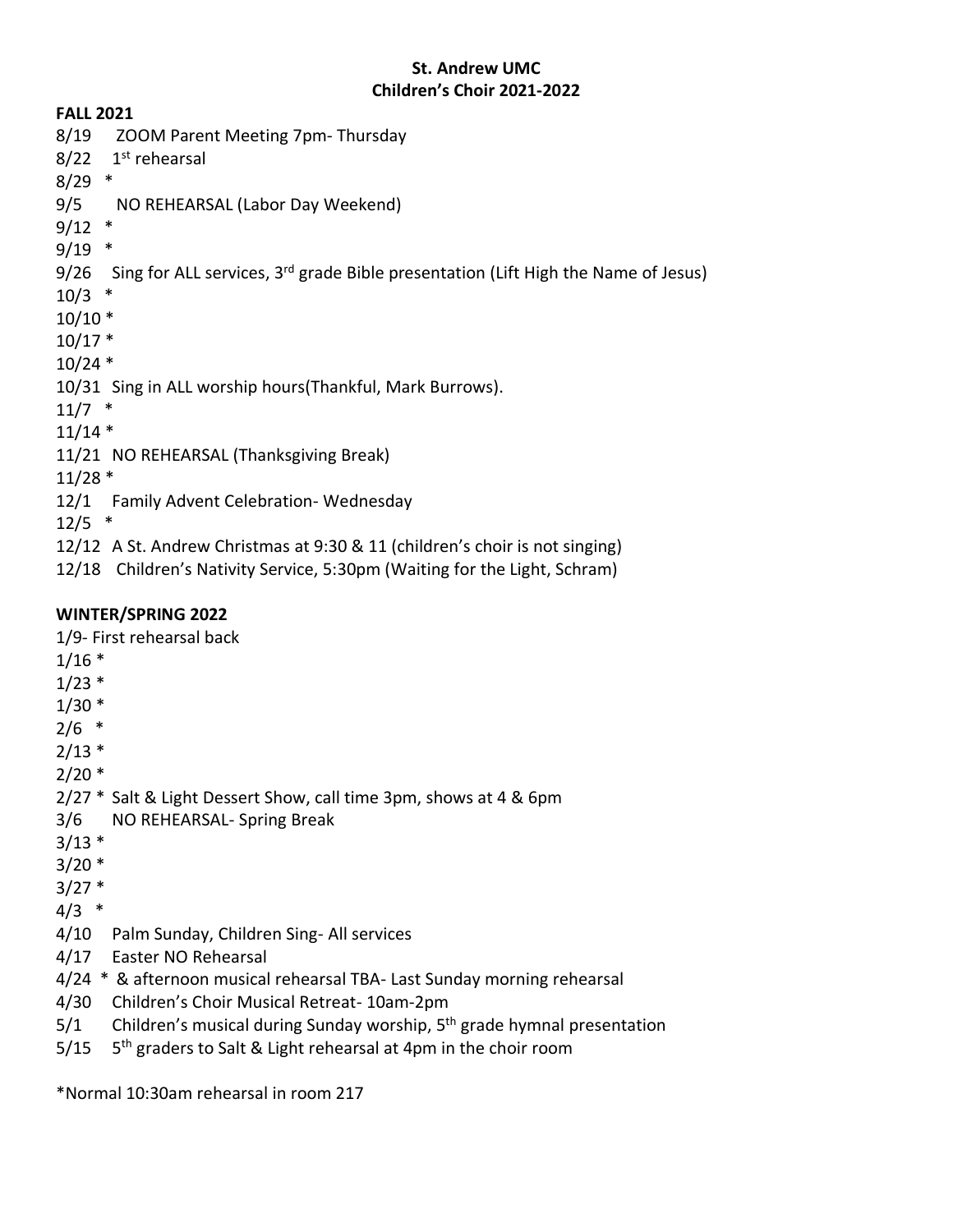**St. Andrew UMC**
**Children's Choir 2021-2022**

**FALL 2021**

8/19 ZOOM Parent Meeting 7pm- Thursday
8/22 1st rehearsal
8/29 *
9/5 NO REHEARSAL (Labor Day Weekend)
9/12 *
9/19 *
9/26 Sing for ALL services, 3rd grade Bible presentation (Lift High the Name of Jesus)
10/3 *
10/10 *
10/17 *
10/24 *
10/31 Sing in ALL worship hours(Thankful, Mark Burrows).
11/7 *
11/14 *
11/21 NO REHEARSAL (Thanksgiving Break)
11/28 *
12/1 Family Advent Celebration- Wednesday
12/5 *
12/12 A St. Andrew Christmas at 9:30 & 11 (children's choir is not singing)
12/18 Children's Nativity Service, 5:30pm (Waiting for the Light, Schram)

**WINTER/SPRING 2022**

1/9- First rehearsal back
1/16 *
1/23 *
1/30 *
2/6 *
2/13 *
2/20 *
2/27 * Salt & Light Dessert Show, call time 3pm, shows at 4 & 6pm
3/6 NO REHEARSAL- Spring Break
3/13 *
3/20 *
3/27 *
4/3 *
4/10 Palm Sunday, Children Sing- All services
4/17 Easter NO Rehearsal
4/24 * & afternoon musical rehearsal TBA- Last Sunday morning rehearsal
4/30 Children's Choir Musical Retreat- 10am-2pm
5/1 Children's musical during Sunday worship, 5th grade hymnal presentation
5/15 5th graders to Salt & Light rehearsal at 4pm in the choir room

*Normal 10:30am rehearsal in room 217